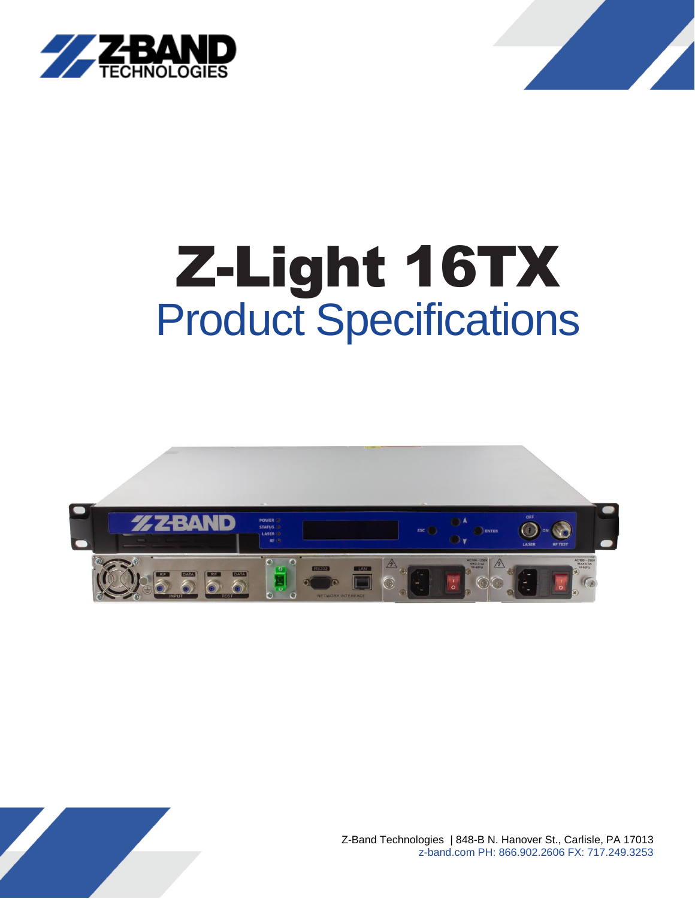# Z-Light 16TX

## Product Specifications

Z-Band Technologies | 848-B N. Hanover St., Carlisle, PA 17013
z-band.com PH: 866.902.2606 FX: 717.249.3253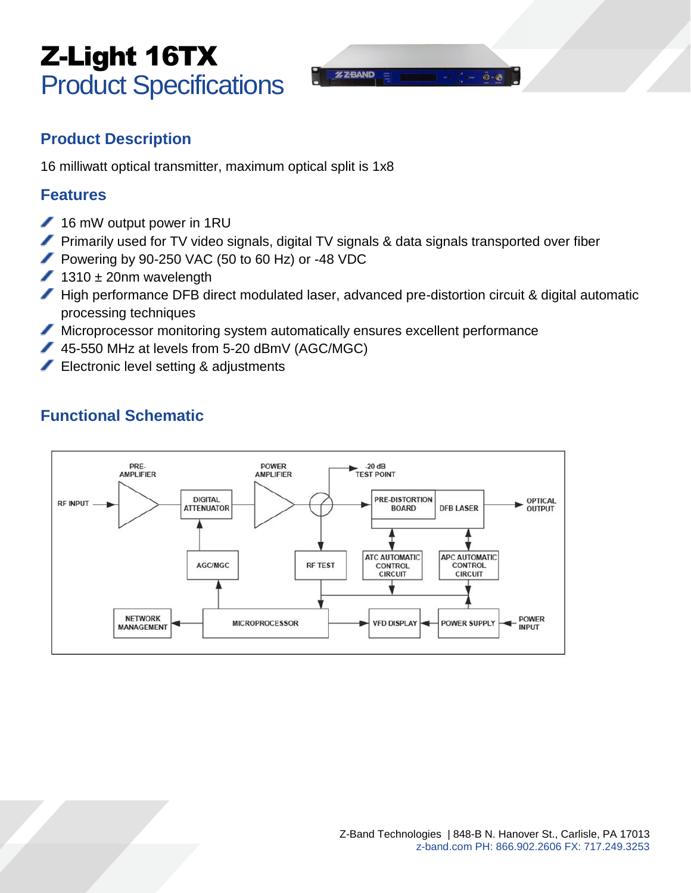# Z-Light 16TX
## Product Specifications

### Product Description

16 milliwatt optical transmitter, maximum optical split is 1x8

### Features

- 16 mW output power in 1RU
- Primarily used for TV video signals, digital TV signals & data signals transported over fiber
- Powering by 90-250 VAC (50 to 60 Hz) or -48 VDC
- 1310 ± 20nm wavelength
- High performance DFB direct modulated laser, advanced pre-distortion circuit & digital automatic processing techniques
- Microprocessor monitoring system automatically ensures excellent performance
- 45-550 MHz at levels from 5-20 dBmV (AGC/MGC)
- Electronic level setting & adjustments

### Functional Schematic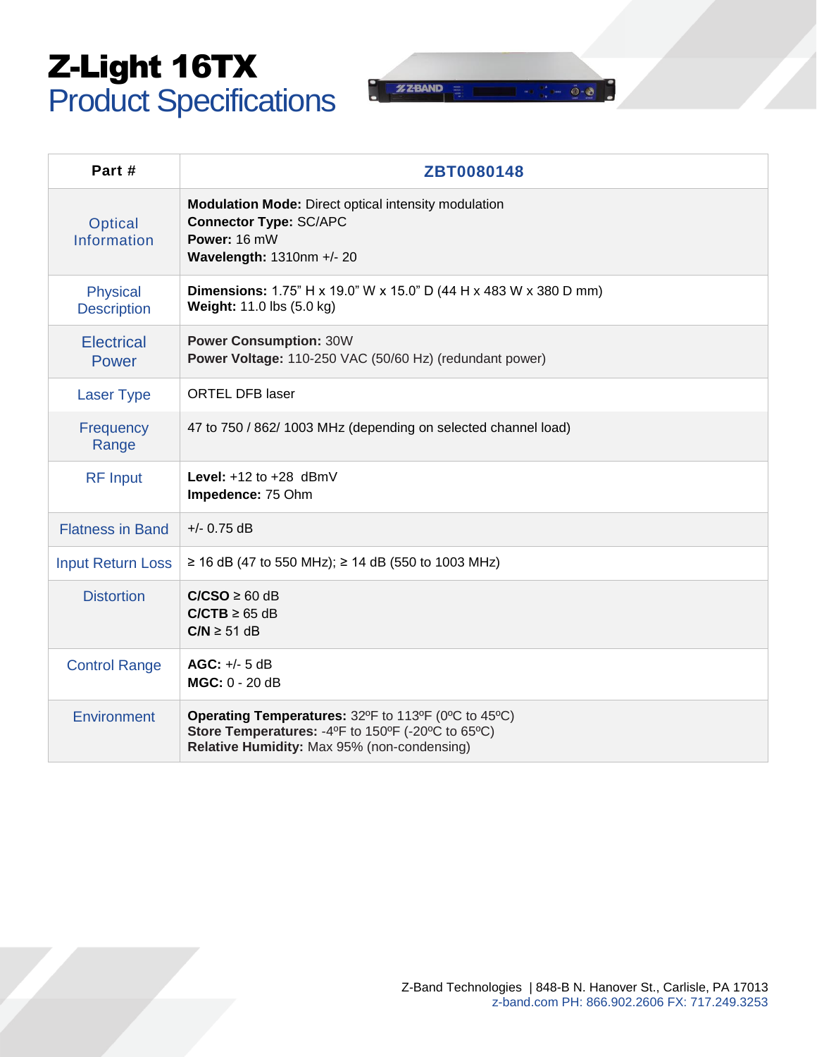# Z-Light 16TX
## Product Specifications

| Part # | ZBT0080148 |
|---|---|
| Optical Information | **Modulation Mode:** Direct optical intensity modulation<br>**Connector Type:** SC/APC<br>**Power:** 16 mW<br>**Wavelength:** 1310nm +/- 20 |
| Physical Description | **Dimensions:** 1.75" H x 19.0" W x 15.0" D (44 H x 483 W x 380 D mm)<br>**Weight:** 11.0 lbs (5.0 kg) |
| Electrical Power | **Power Consumption:** 30W<br>**Power Voltage:** 110-250 VAC (50/60 Hz) (redundant power) |
| Laser Type | ORTEL DFB laser |
| Frequency Range | 47 to 750 / 862/ 1003 MHz (depending on selected channel load) |
| RF Input | **Level:** +12 to +28 dBmV<br>**Impedence:** 75 Ohm |
| Flatness in Band | +/- 0.75 dB |
| Input Return Loss | ≥ 16 dB (47 to 550 MHz); ≥ 14 dB (550 to 1003 MHz) |
| Distortion | **C/CSO** ≥ 60 dB<br>**C/CTB** ≥ 65 dB<br>**C/N** ≥ 51 dB |
| Control Range | **AGC:** +/- 5 dB<br>**MGC:** 0 - 20 dB |
| Environment | **Operating Temperatures:** 32ºF to 113ºF (0ºC to 45ºC)<br>**Store Temperatures:** -4ºF to 150ºF (-20ºC to 65ºC)<br>**Relative Humidity:** Max 95% (non-condensing) |

Z-Band Technologies | 848-B N. Hanover St., Carlisle, PA 17013
z-band.com PH: 866.902.2606 FX: 717.249.3253